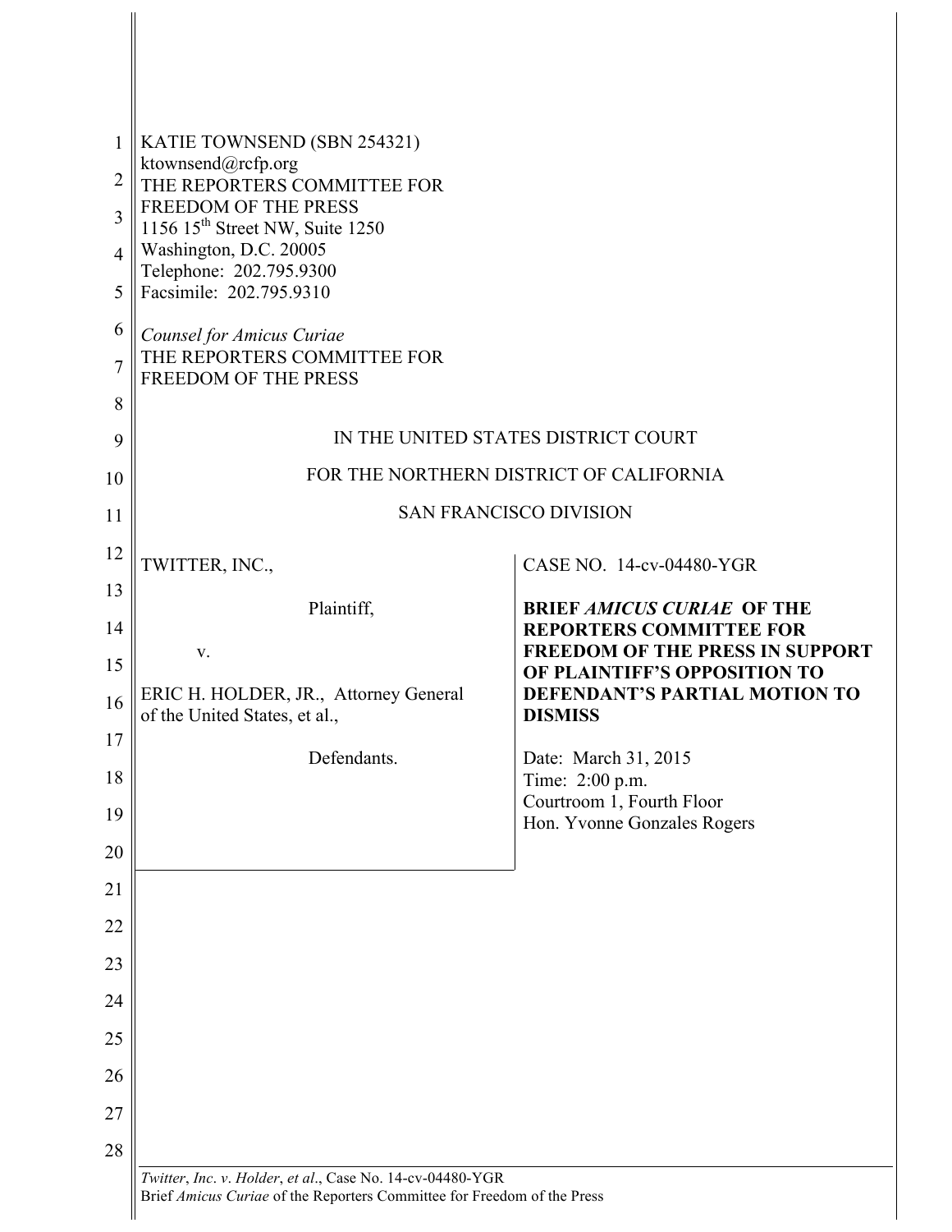KATIE TOWNSEND (SBN 254321)
ktownsend@rcfp.org
THE REPORTERS COMMITTEE FOR
FREEDOM OF THE PRESS
1156 15th Street NW, Suite 1250
Washington, D.C. 20005
Telephone: 202.795.9300
Facsimile: 202.795.9310

*Counsel for Amicus Curiae*
THE REPORTERS COMMITTEE FOR
FREEDOM OF THE PRESS

IN THE UNITED STATES DISTRICT COURT

FOR THE NORTHERN DISTRICT OF CALIFORNIA

SAN FRANCISCO DIVISION

| | |
|---|---|
| TWITTER, INC.,<br><br>Plaintiff,<br><br>v.<br><br>ERIC H. HOLDER, JR., Attorney General of the United States, et al.,<br><br>Defendants. | CASE NO. 14-cv-04480-YGR<br><br>**BRIEF *AMICUS CURIAE* OF THE REPORTERS COMMITTEE FOR FREEDOM OF THE PRESS IN SUPPORT OF PLAINTIFF'S OPPOSITION TO DEFENDANT'S PARTIAL MOTION TO DISMISS**<br><br>Date: March 31, 2015<br>Time: 2:00 p.m.<br>Courtroom 1, Fourth Floor<br>Hon. Yvonne Gonzales Rogers |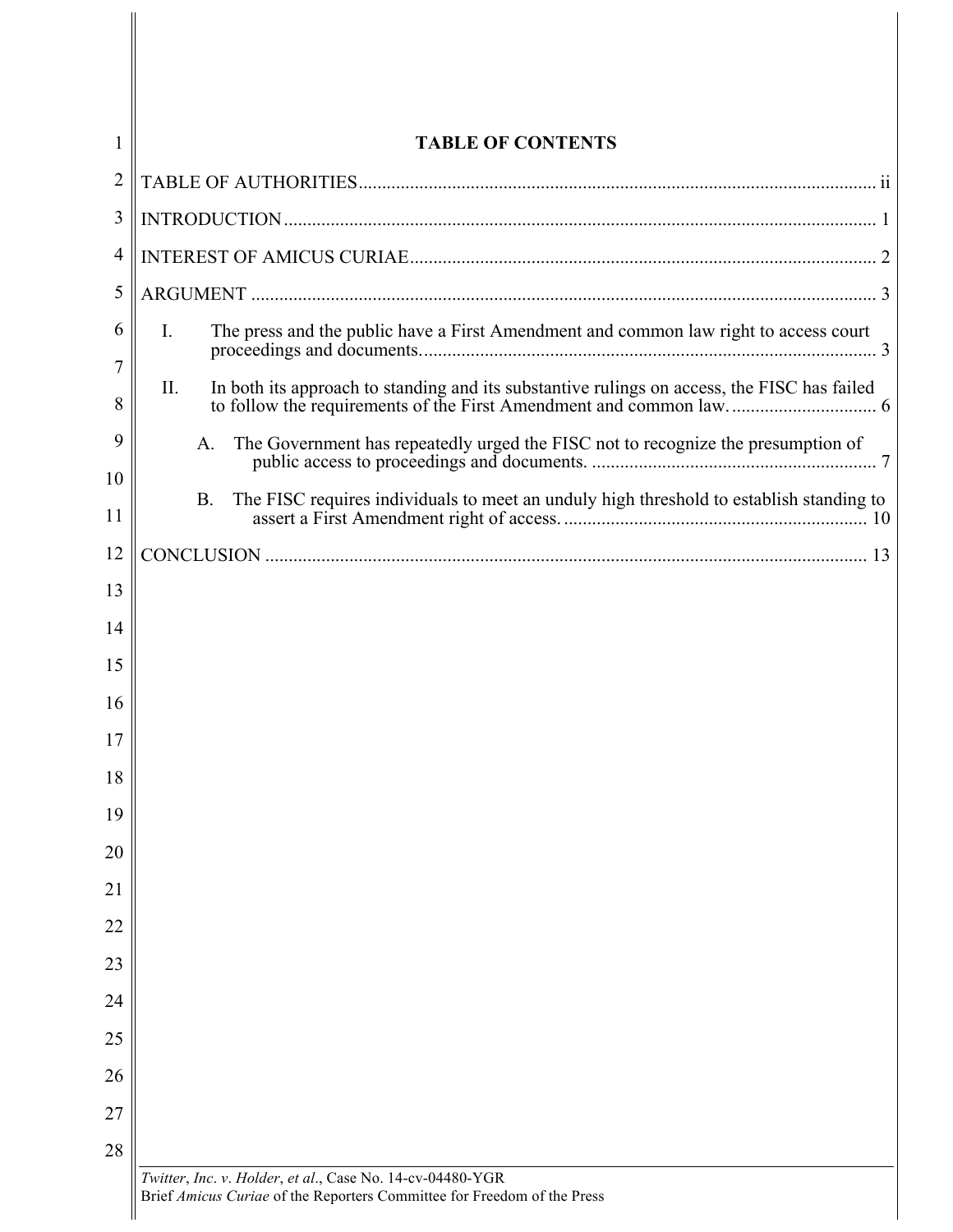# TABLE OF CONTENTS

TABLE OF AUTHORITIES .............................................................................................................. ii

INTRODUCTION ............................................................................................................................ 1

INTEREST OF AMICUS CURIAE ................................................................................................. 2

ARGUMENT ................................................................................................................................... 3

- I. The press and the public have a First Amendment and common law right to access court proceedings and documents. ................................................................................................ 3
- II. In both its approach to standing and its substantive rulings on access, the FISC has failed to follow the requirements of the First Amendment and common law. ............................... 6
  - A. The Government has repeatedly urged the FISC not to recognize the presumption of public access to proceedings and documents. ............................................................ 7
  - B. The FISC requires individuals to meet an unduly high threshold to establish standing to assert a First Amendment right of access. ................................................................ 10

CONCLUSION ............................................................................................................................... 13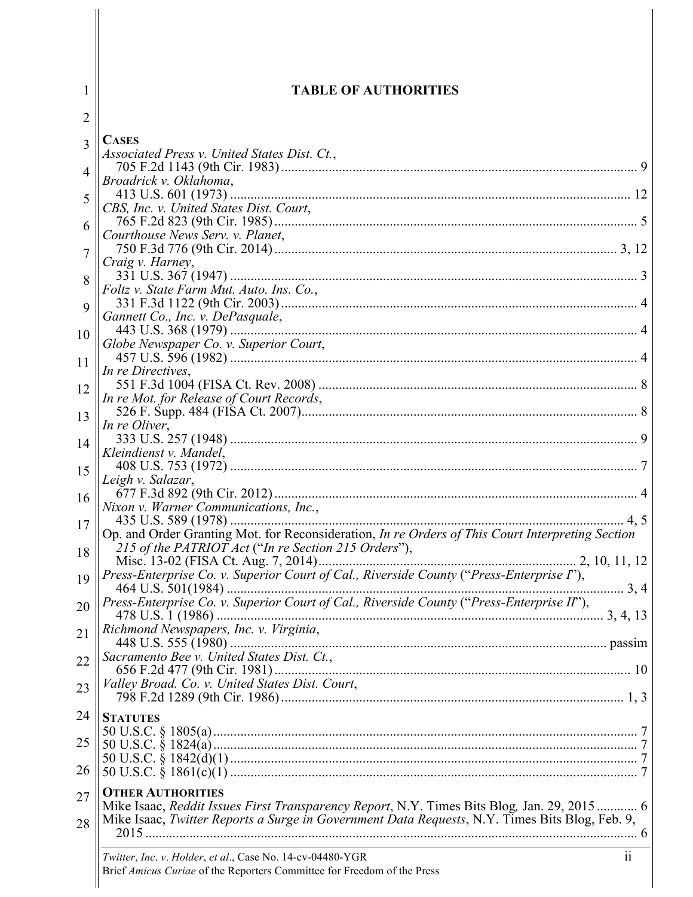# TABLE OF AUTHORITIES

**CASES**

*Associated Press v. United States Dist. Ct.*,
705 F.2d 1143 (9th Cir. 1983) ........................................ 9

*Broadrick v. Oklahoma*,
413 U.S. 601 (1973) ........................................ 12

*CBS, Inc. v. United States Dist. Court*,
765 F.2d 823 (9th Cir. 1985) ........................................ 5

*Courthouse News Serv. v. Planet*,
750 F.3d 776 (9th Cir. 2014) ........................................ 3, 12

*Craig v. Harney*,
331 U.S. 367 (1947) ........................................ 3

*Foltz v. State Farm Mut. Auto. Ins. Co.*,
331 F.3d 1122 (9th Cir. 2003) ........................................ 4

*Gannett Co., Inc. v. DePasquale*,
443 U.S. 368 (1979) ........................................ 4

*Globe Newspaper Co. v. Superior Court*,
457 U.S. 596 (1982) ........................................ 4

*In re Directives*,
551 F.3d 1004 (FISA Ct. Rev. 2008) ........................................ 8

*In re Mot. for Release of Court Records*,
526 F. Supp. 484 (FISA Ct. 2007) ........................................ 8

*In re Oliver*,
333 U.S. 257 (1948) ........................................ 9

*Kleindienst v. Mandel*,
408 U.S. 753 (1972) ........................................ 7

*Leigh v. Salazar*,
677 F.3d 892 (9th Cir. 2012) ........................................ 4

*Nixon v. Warner Communications, Inc.*,
435 U.S. 589 (1978) ........................................ 4, 5

Op. and Order Granting Mot. for Reconsideration, *In re Orders of This Court Interpreting Section 215 of the PATRIOT Act* ("*In re Section 215 Orders*"),
Misc. 13-02 (FISA Ct. Aug. 7, 2014) ........................................ 2, 10, 11, 12

*Press-Enterprise Co. v. Superior Court of Cal., Riverside County* ("*Press-Enterprise I*"),
464 U.S. 501(1984) ........................................ 3, 4

*Press-Enterprise Co. v. Superior Court of Cal., Riverside County* ("*Press-Enterprise II*"),
478 U.S. 1 (1986) ........................................ 3, 4, 13

*Richmond Newspapers, Inc. v. Virginia*,
448 U.S. 555 (1980) ........................................ passim

*Sacramento Bee v. United States Dist. Ct.*,
656 F.2d 477 (9th Cir. 1981) ........................................ 10

*Valley Broad. Co. v. United States Dist. Court*,
798 F.2d 1289 (9th Cir. 1986) ........................................ 1, 3

**STATUTES**

50 U.S.C. § 1805(a) ........................................ 7
50 U.S.C. § 1824(a) ........................................ 7
50 U.S.C. § 1842(d)(1) ........................................ 7
50 U.S.C. § 1861(c)(1) ........................................ 7

**OTHER AUTHORITIES**

Mike Isaac, *Reddit Issues First Transparency Report*, N.Y. Times Bits Blog, Jan. 29, 2015 ........................................ 6

Mike Isaac, *Twitter Reports a Surge in Government Data Requests*, N.Y. Times Bits Blog, Feb. 9, 2015 ........................................ 6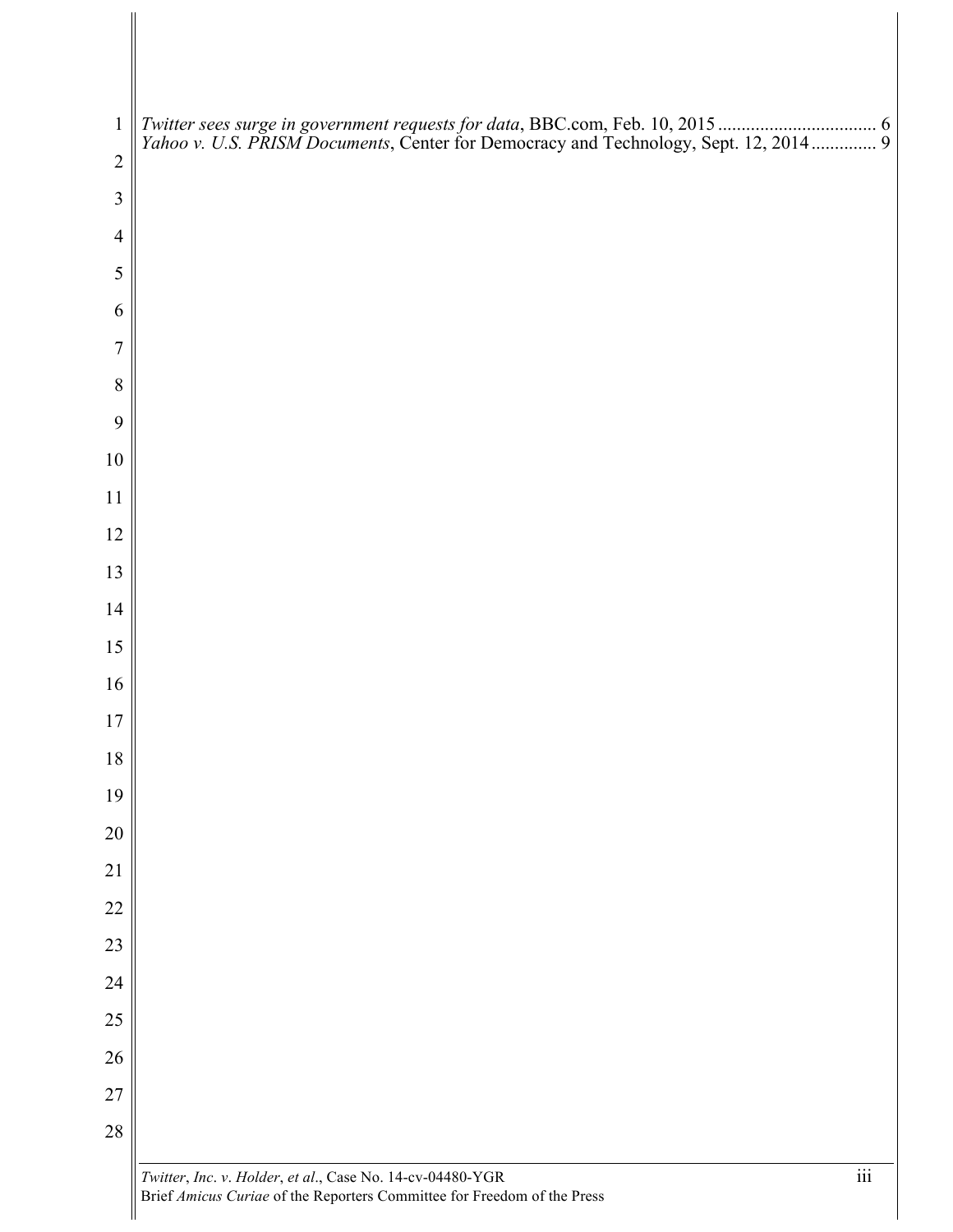*Twitter sees surge in government requests for data*, BBC.com, Feb. 10, 2015 ................................. 6
*Yahoo v. U.S. PRISM Documents*, Center for Democracy and Technology, Sept. 12, 2014 ............. 9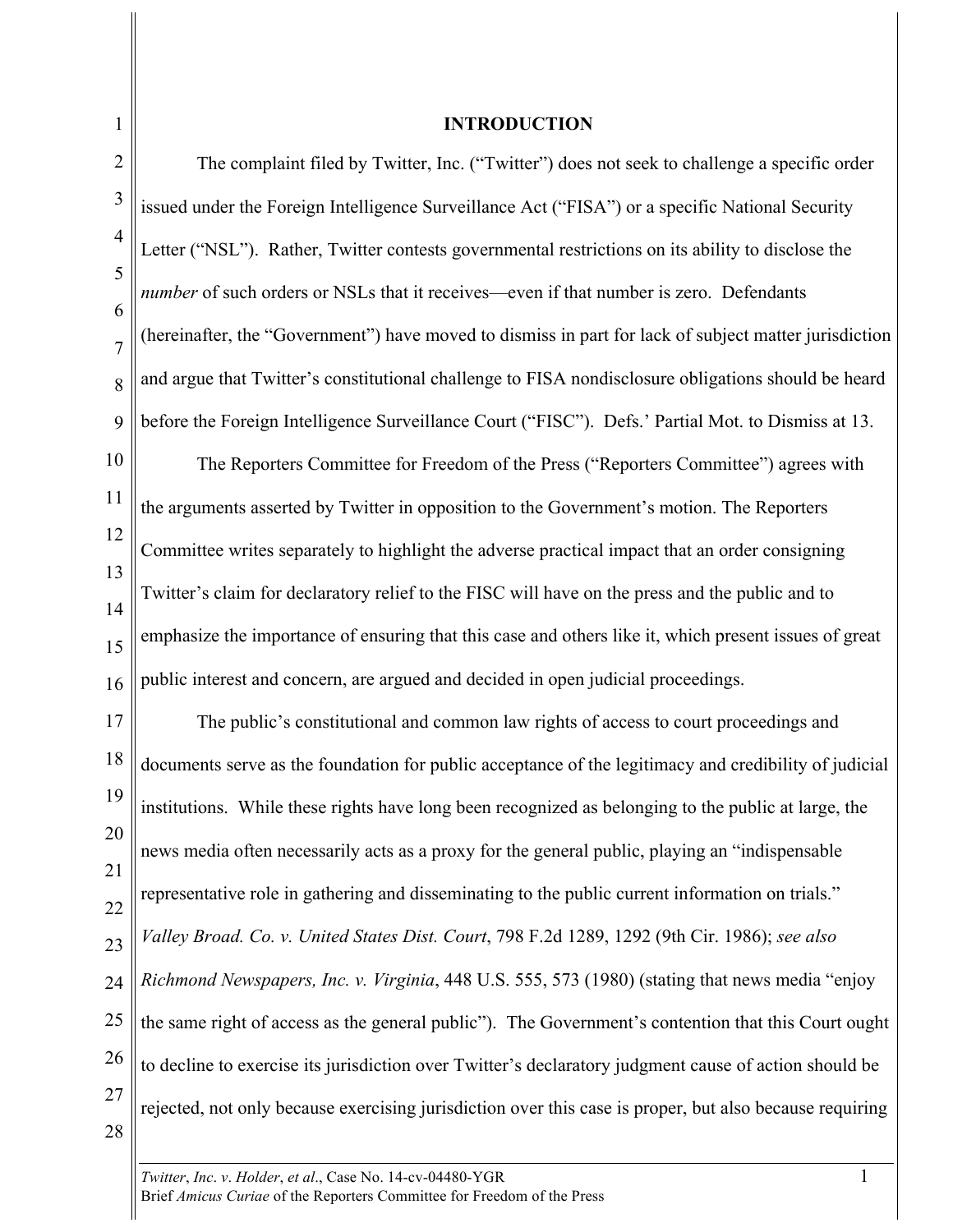## INTRODUCTION

The complaint filed by Twitter, Inc. ("Twitter") does not seek to challenge a specific order issued under the Foreign Intelligence Surveillance Act ("FISA") or a specific National Security Letter ("NSL"). Rather, Twitter contests governmental restrictions on its ability to disclose the *number* of such orders or NSLs that it receives—even if that number is zero. Defendants (hereinafter, the "Government") have moved to dismiss in part for lack of subject matter jurisdiction and argue that Twitter's constitutional challenge to FISA nondisclosure obligations should be heard before the Foreign Intelligence Surveillance Court ("FISC"). Defs.' Partial Mot. to Dismiss at 13.

The Reporters Committee for Freedom of the Press ("Reporters Committee") agrees with the arguments asserted by Twitter in opposition to the Government's motion. The Reporters Committee writes separately to highlight the adverse practical impact that an order consigning Twitter's claim for declaratory relief to the FISC will have on the press and the public and to emphasize the importance of ensuring that this case and others like it, which present issues of great public interest and concern, are argued and decided in open judicial proceedings.

The public's constitutional and common law rights of access to court proceedings and documents serve as the foundation for public acceptance of the legitimacy and credibility of judicial institutions. While these rights have long been recognized as belonging to the public at large, the news media often necessarily acts as a proxy for the general public, playing an "indispensable representative role in gathering and disseminating to the public current information on trials." *Valley Broad. Co. v. United States Dist. Court*, 798 F.2d 1289, 1292 (9th Cir. 1986); *see also Richmond Newspapers, Inc. v. Virginia*, 448 U.S. 555, 573 (1980) (stating that news media "enjoy the same right of access as the general public"). The Government's contention that this Court ought to decline to exercise its jurisdiction over Twitter's declaratory judgment cause of action should be rejected, not only because exercising jurisdiction over this case is proper, but also because requiring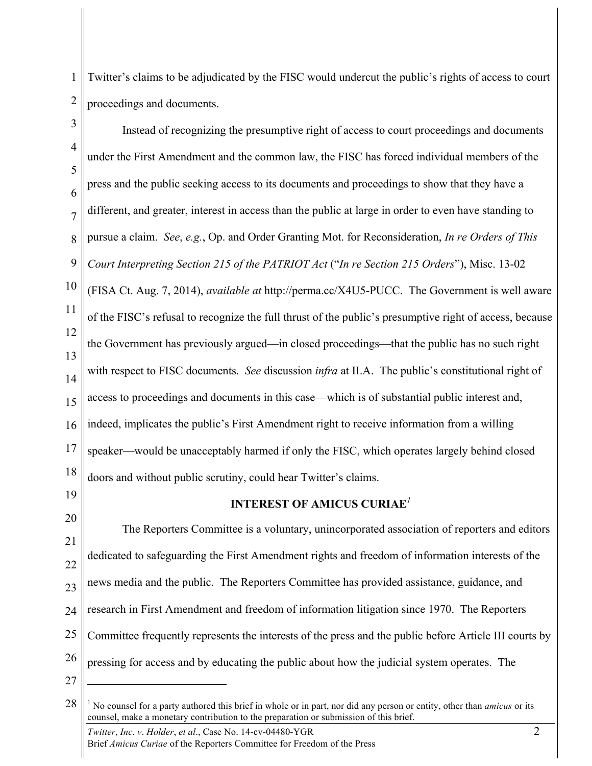Twitter's claims to be adjudicated by the FISC would undercut the public's rights of access to court proceedings and documents.

Instead of recognizing the presumptive right of access to court proceedings and documents under the First Amendment and the common law, the FISC has forced individual members of the press and the public seeking access to its documents and proceedings to show that they have a different, and greater, interest in access than the public at large in order to even have standing to pursue a claim. *See*, *e.g.*, Op. and Order Granting Mot. for Reconsideration, *In re Orders of This Court Interpreting Section 215 of the PATRIOT Act* ("*In re Section 215 Orders*"), Misc. 13-02 (FISA Ct. Aug. 7, 2014), *available at* http://perma.cc/X4U5-PUCC. The Government is well aware of the FISC's refusal to recognize the full thrust of the public's presumptive right of access, because the Government has previously argued—in closed proceedings—that the public has no such right with respect to FISC documents. *See* discussion *infra* at II.A. The public's constitutional right of access to proceedings and documents in this case—which is of substantial public interest and, indeed, implicates the public's First Amendment right to receive information from a willing speaker—would be unacceptably harmed if only the FISC, which operates largely behind closed doors and without public scrutiny, could hear Twitter's claims.

## INTEREST OF AMICUS CURIAE[1]

The Reporters Committee is a voluntary, unincorporated association of reporters and editors dedicated to safeguarding the First Amendment rights and freedom of information interests of the news media and the public. The Reporters Committee has provided assistance, guidance, and research in First Amendment and freedom of information litigation since 1970. The Reporters Committee frequently represents the interests of the press and the public before Article III courts by pressing for access and by educating the public about how the judicial system operates. The

---

[1] No counsel for a party authored this brief in whole or in part, nor did any person or entity, other than *amicus* or its counsel, make a monetary contribution to the preparation or submission of this brief.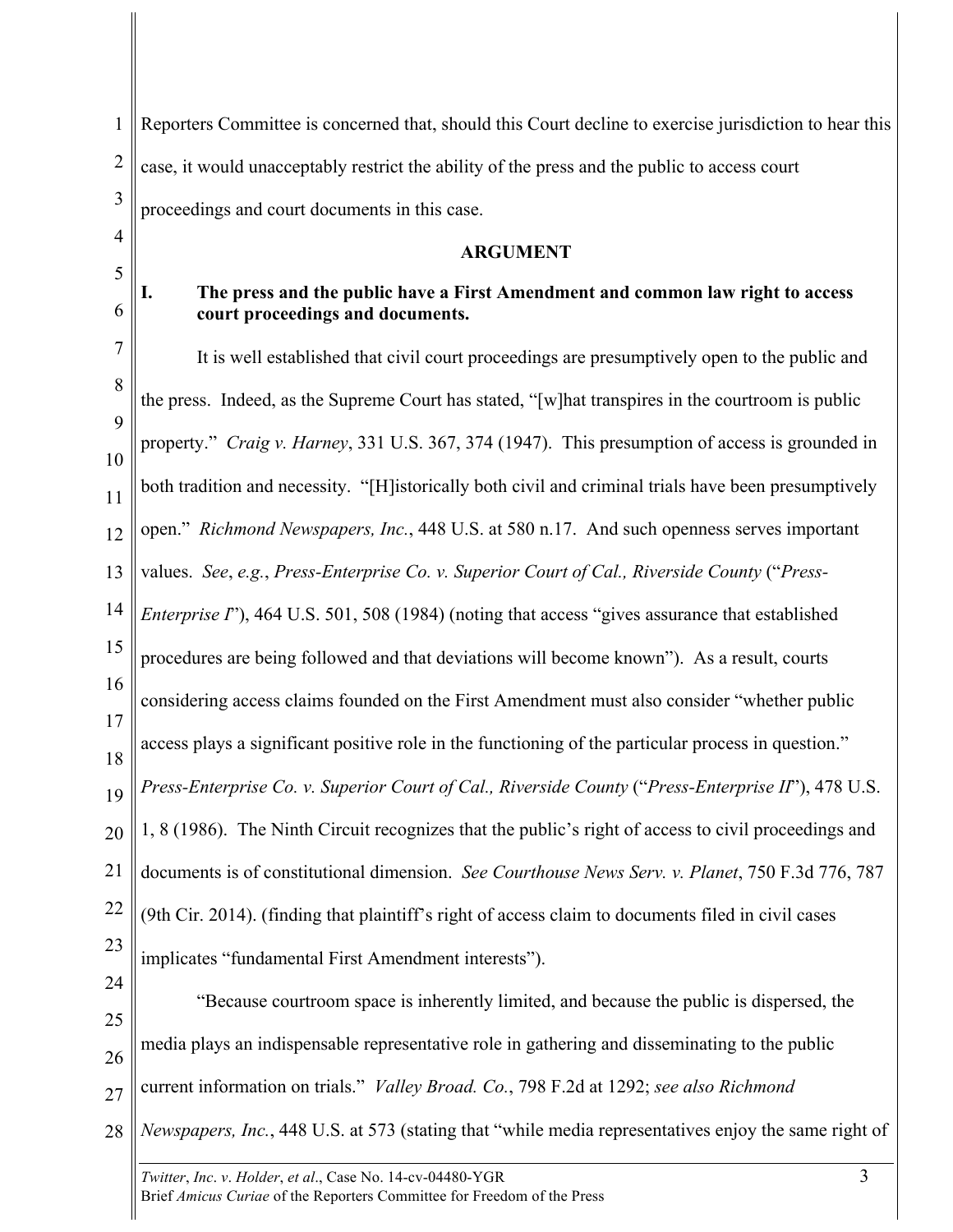Reporters Committee is concerned that, should this Court decline to exercise jurisdiction to hear this case, it would unacceptably restrict the ability of the press and the public to access court proceedings and court documents in this case.

## ARGUMENT

### I. The press and the public have a First Amendment and common law right to access court proceedings and documents.

It is well established that civil court proceedings are presumptively open to the public and the press. Indeed, as the Supreme Court has stated, "[w]hat transpires in the courtroom is public property." *Craig v. Harney*, 331 U.S. 367, 374 (1947). This presumption of access is grounded in both tradition and necessity. "[H]istorically both civil and criminal trials have been presumptively open." *Richmond Newspapers, Inc.*, 448 U.S. at 580 n.17. And such openness serves important values. *See*, *e.g.*, *Press-Enterprise Co. v. Superior Court of Cal., Riverside County* ("*Press-Enterprise I*"), 464 U.S. 501, 508 (1984) (noting that access "gives assurance that established procedures are being followed and that deviations will become known"). As a result, courts considering access claims founded on the First Amendment must also consider "whether public access plays a significant positive role in the functioning of the particular process in question." *Press-Enterprise Co. v. Superior Court of Cal., Riverside County* ("*Press-Enterprise II*"), 478 U.S. 1, 8 (1986). The Ninth Circuit recognizes that the public's right of access to civil proceedings and documents is of constitutional dimension. *See Courthouse News Serv. v. Planet*, 750 F.3d 776, 787 (9th Cir. 2014). (finding that plaintiff's right of access claim to documents filed in civil cases implicates "fundamental First Amendment interests").

"Because courtroom space is inherently limited, and because the public is dispersed, the media plays an indispensable representative role in gathering and disseminating to the public current information on trials." *Valley Broad. Co.*, 798 F.2d at 1292; *see also Richmond Newspapers, Inc.*, 448 U.S. at 573 (stating that "while media representatives enjoy the same right of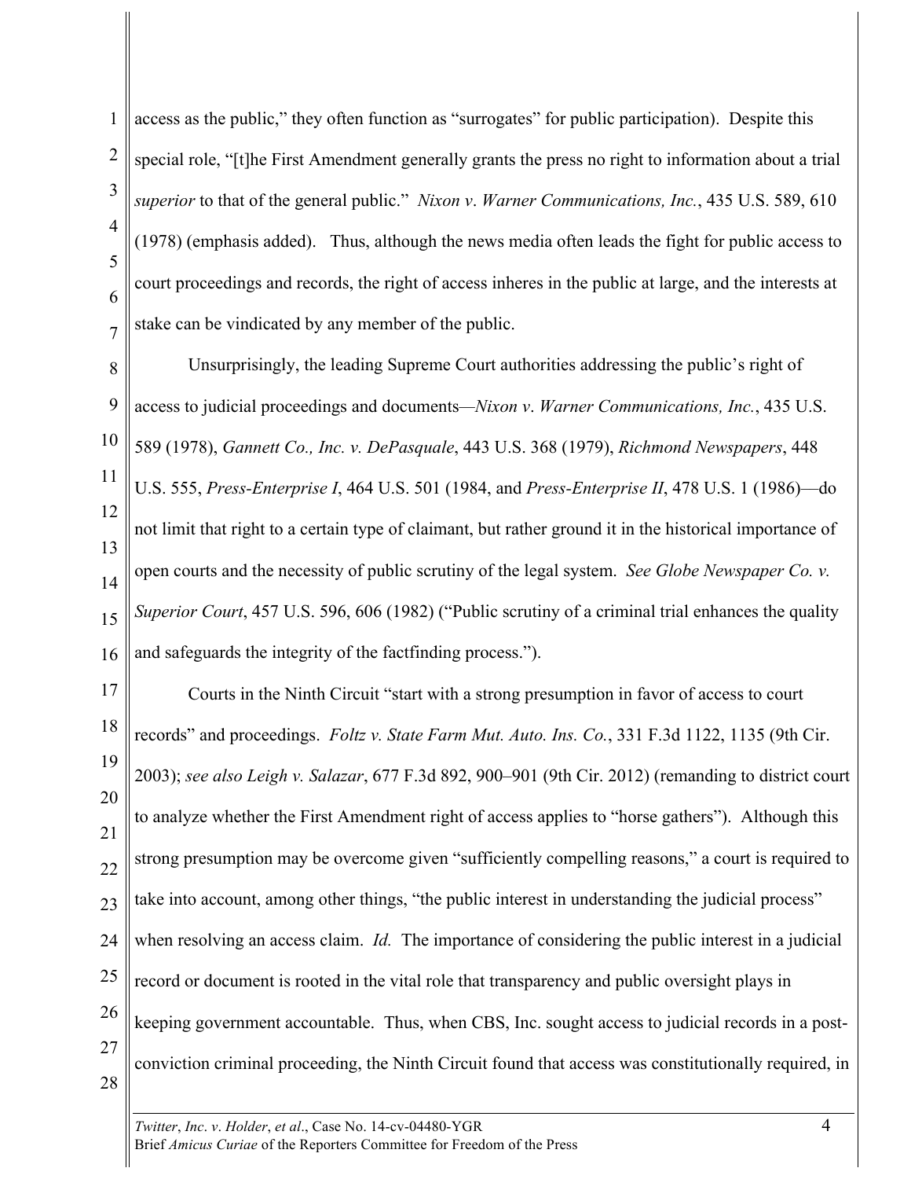access as the public," they often function as "surrogates" for public participation). Despite this special role, "[t]he First Amendment generally grants the press no right to information about a trial *superior* to that of the general public." *Nixon v. Warner Communications, Inc.*, 435 U.S. 589, 610 (1978) (emphasis added). Thus, although the news media often leads the fight for public access to court proceedings and records, the right of access inheres in the public at large, and the interests at stake can be vindicated by any member of the public.

Unsurprisingly, the leading Supreme Court authorities addressing the public's right of access to judicial proceedings and documents—*Nixon v. Warner Communications, Inc.*, 435 U.S. 589 (1978), *Gannett Co., Inc. v. DePasquale*, 443 U.S. 368 (1979), *Richmond Newspapers*, 448 U.S. 555, *Press-Enterprise I*, 464 U.S. 501 (1984, and *Press-Enterprise II*, 478 U.S. 1 (1986)—do not limit that right to a certain type of claimant, but rather ground it in the historical importance of open courts and the necessity of public scrutiny of the legal system. *See Globe Newspaper Co. v. Superior Court*, 457 U.S. 596, 606 (1982) ("Public scrutiny of a criminal trial enhances the quality and safeguards the integrity of the factfinding process.").

Courts in the Ninth Circuit "start with a strong presumption in favor of access to court records" and proceedings. *Foltz v. State Farm Mut. Auto. Ins. Co.*, 331 F.3d 1122, 1135 (9th Cir. 2003); *see also Leigh v. Salazar*, 677 F.3d 892, 900–901 (9th Cir. 2012) (remanding to district court to analyze whether the First Amendment right of access applies to "horse gathers"). Although this strong presumption may be overcome given "sufficiently compelling reasons," a court is required to take into account, among other things, "the public interest in understanding the judicial process" when resolving an access claim. *Id.* The importance of considering the public interest in a judicial record or document is rooted in the vital role that transparency and public oversight plays in keeping government accountable. Thus, when CBS, Inc. sought access to judicial records in a post-conviction criminal proceeding, the Ninth Circuit found that access was constitutionally required, in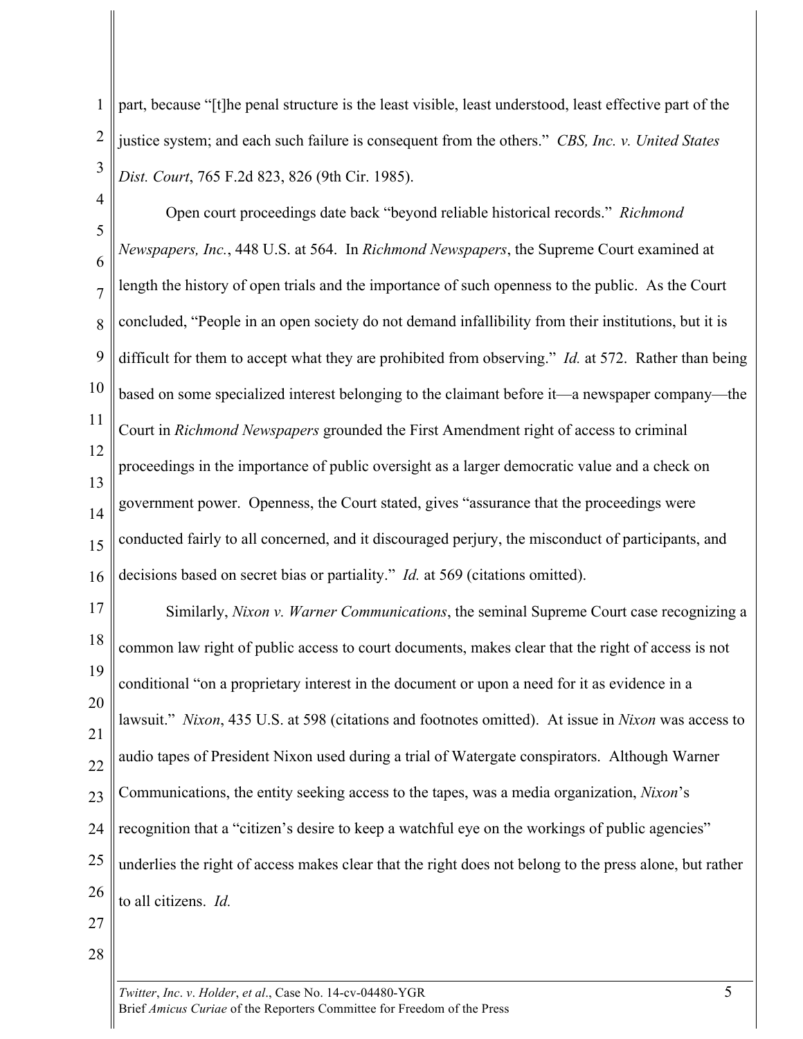part, because "[t]he penal structure is the least visible, least understood, least effective part of the justice system; and each such failure is consequent from the others." *CBS, Inc. v. United States Dist. Court*, 765 F.2d 823, 826 (9th Cir. 1985).

Open court proceedings date back "beyond reliable historical records." *Richmond Newspapers, Inc.*, 448 U.S. at 564. In *Richmond Newspapers*, the Supreme Court examined at length the history of open trials and the importance of such openness to the public. As the Court concluded, "People in an open society do not demand infallibility from their institutions, but it is difficult for them to accept what they are prohibited from observing." *Id.* at 572. Rather than being based on some specialized interest belonging to the claimant before it—a newspaper company—the Court in *Richmond Newspapers* grounded the First Amendment right of access to criminal proceedings in the importance of public oversight as a larger democratic value and a check on government power. Openness, the Court stated, gives "assurance that the proceedings were conducted fairly to all concerned, and it discouraged perjury, the misconduct of participants, and decisions based on secret bias or partiality." *Id.* at 569 (citations omitted).

Similarly, *Nixon v. Warner Communications*, the seminal Supreme Court case recognizing a common law right of public access to court documents, makes clear that the right of access is not conditional "on a proprietary interest in the document or upon a need for it as evidence in a lawsuit." *Nixon*, 435 U.S. at 598 (citations and footnotes omitted). At issue in *Nixon* was access to audio tapes of President Nixon used during a trial of Watergate conspirators. Although Warner Communications, the entity seeking access to the tapes, was a media organization, *Nixon*'s recognition that a "citizen's desire to keep a watchful eye on the workings of public agencies" underlies the right of access makes clear that the right does not belong to the press alone, but rather to all citizens. *Id.*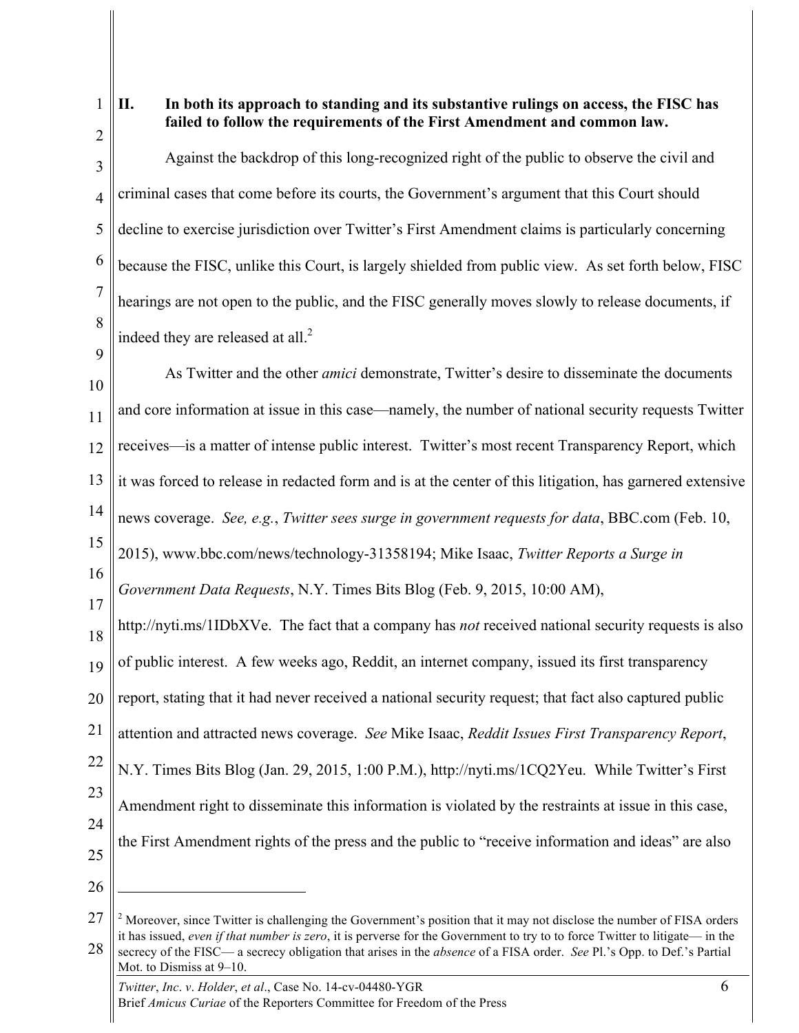## II. In both its approach to standing and its substantive rulings on access, the FISC has failed to follow the requirements of the First Amendment and common law.

Against the backdrop of this long-recognized right of the public to observe the civil and criminal cases that come before its courts, the Government's argument that this Court should decline to exercise jurisdiction over Twitter's First Amendment claims is particularly concerning because the FISC, unlike this Court, is largely shielded from public view. As set forth below, FISC hearings are not open to the public, and the FISC generally moves slowly to release documents, if indeed they are released at all.[2]

As Twitter and the other *amici* demonstrate, Twitter's desire to disseminate the documents and core information at issue in this case—namely, the number of national security requests Twitter receives—is a matter of intense public interest. Twitter's most recent Transparency Report, which it was forced to release in redacted form and is at the center of this litigation, has garnered extensive news coverage. *See, e.g.*, *Twitter sees surge in government requests for data*, BBC.com (Feb. 10, 2015), www.bbc.com/news/technology-31358194; Mike Isaac, *Twitter Reports a Surge in Government Data Requests*, N.Y. Times Bits Blog (Feb. 9, 2015, 10:00 AM), http://nyti.ms/1IDbXVe. The fact that a company has *not* received national security requests is also of public interest. A few weeks ago, Reddit, an internet company, issued its first transparency report, stating that it had never received a national security request; that fact also captured public attention and attracted news coverage. *See* Mike Isaac, *Reddit Issues First Transparency Report*, N.Y. Times Bits Blog (Jan. 29, 2015, 1:00 P.M.), http://nyti.ms/1CQ2Yeu. While Twitter's First Amendment right to disseminate this information is violated by the restraints at issue in this case, the First Amendment rights of the press and the public to "receive information and ideas" are also

---

[2] Moreover, since Twitter is challenging the Government's position that it may not disclose the number of FISA orders it has issued, *even if that number is zero*, it is perverse for the Government to try to to force Twitter to litigate— in the secrecy of the FISC— a secrecy obligation that arises in the *absence* of a FISA order. *See* Pl.'s Opp. to Def.'s Partial Mot. to Dismiss at 9–10.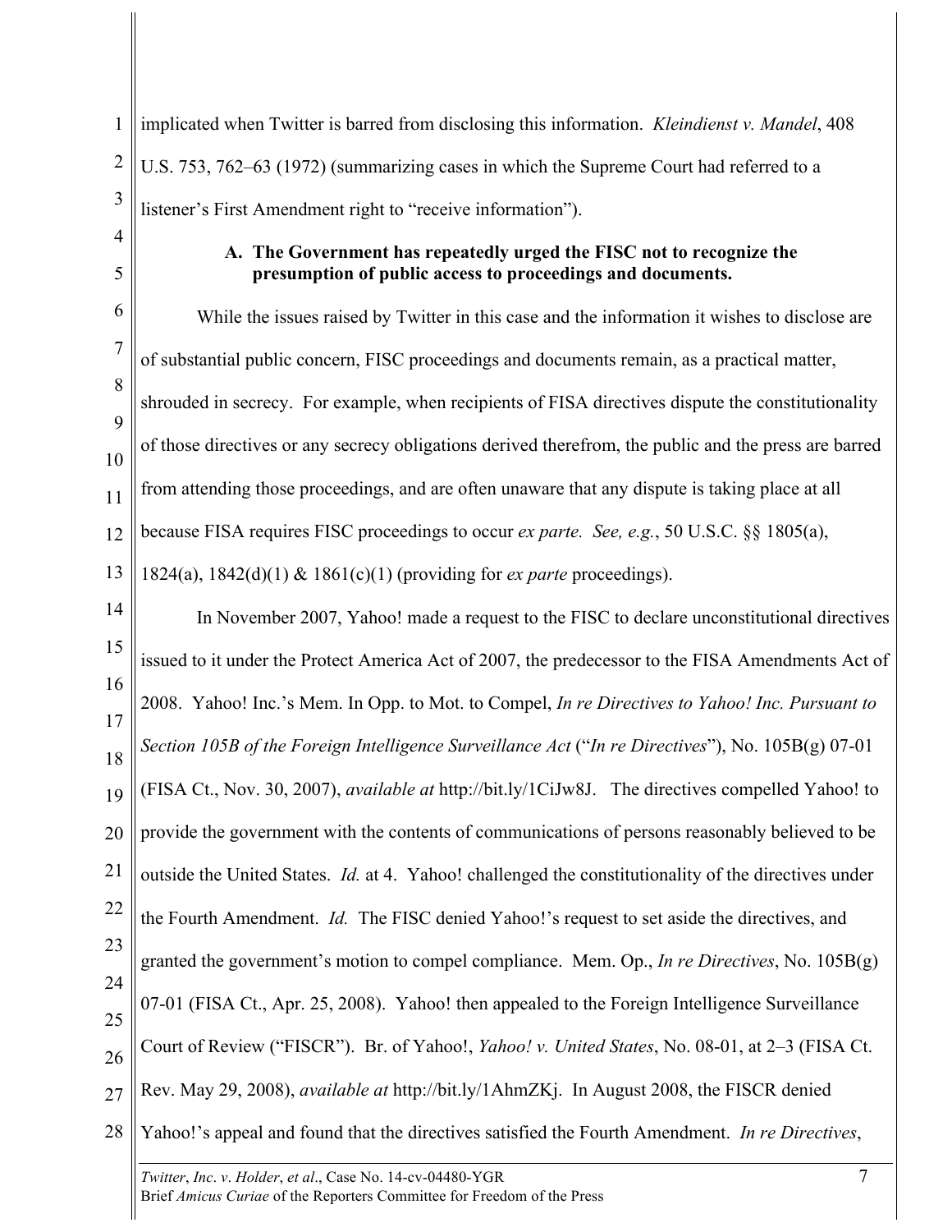implicated when Twitter is barred from disclosing this information. *Kleindienst v. Mandel*, 408 U.S. 753, 762–63 (1972) (summarizing cases in which the Supreme Court had referred to a listener's First Amendment right to "receive information").

### A. The Government has repeatedly urged the FISC not to recognize the presumption of public access to proceedings and documents.

While the issues raised by Twitter in this case and the information it wishes to disclose are of substantial public concern, FISC proceedings and documents remain, as a practical matter, shrouded in secrecy. For example, when recipients of FISA directives dispute the constitutionality of those directives or any secrecy obligations derived therefrom, the public and the press are barred from attending those proceedings, and are often unaware that any dispute is taking place at all because FISA requires FISC proceedings to occur *ex parte*. *See, e.g.*, 50 U.S.C. §§ 1805(a), 1824(a), 1842(d)(1) & 1861(c)(1) (providing for *ex parte* proceedings).

In November 2007, Yahoo! made a request to the FISC to declare unconstitutional directives issued to it under the Protect America Act of 2007, the predecessor to the FISA Amendments Act of 2008. Yahoo! Inc.'s Mem. In Opp. to Mot. to Compel, *In re Directives to Yahoo! Inc. Pursuant to Section 105B of the Foreign Intelligence Surveillance Act* ("*In re Directives*"), No. 105B(g) 07-01 (FISA Ct., Nov. 30, 2007), *available at* http://bit.ly/1CiJw8J. The directives compelled Yahoo! to provide the government with the contents of communications of persons reasonably believed to be outside the United States. *Id.* at 4. Yahoo! challenged the constitutionality of the directives under the Fourth Amendment. *Id.* The FISC denied Yahoo!'s request to set aside the directives, and granted the government's motion to compel compliance. Mem. Op., *In re Directives*, No. 105B(g) 07-01 (FISA Ct., Apr. 25, 2008). Yahoo! then appealed to the Foreign Intelligence Surveillance Court of Review ("FISCR"). Br. of Yahoo!, *Yahoo! v. United States*, No. 08-01, at 2–3 (FISA Ct. Rev. May 29, 2008), *available at* http://bit.ly/1AhmZKj. In August 2008, the FISCR denied Yahoo!'s appeal and found that the directives satisfied the Fourth Amendment. *In re Directives*,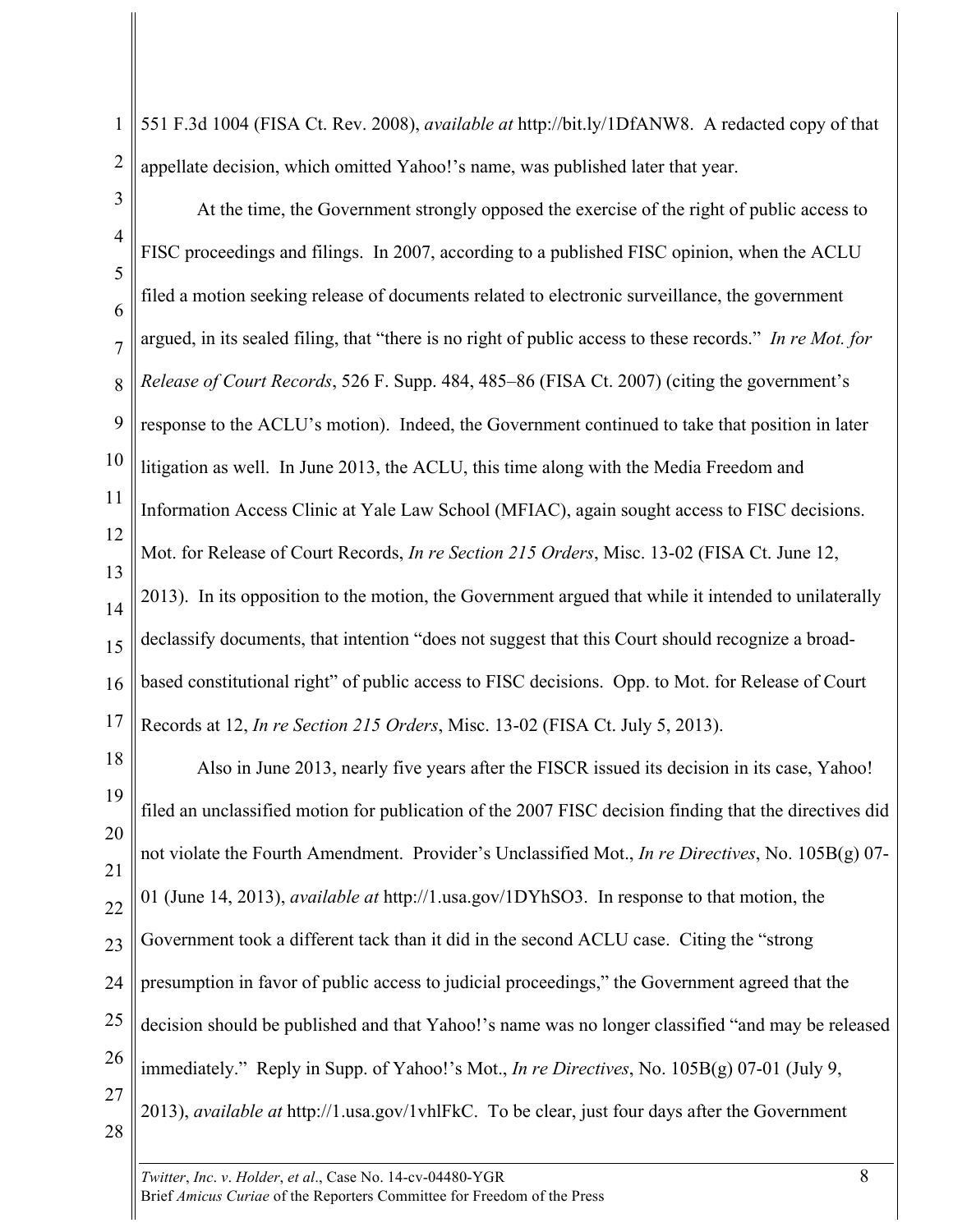551 F.3d 1004 (FISA Ct. Rev. 2008), *available at* http://bit.ly/1DfANW8. A redacted copy of that appellate decision, which omitted Yahoo!'s name, was published later that year.

At the time, the Government strongly opposed the exercise of the right of public access to FISC proceedings and filings. In 2007, according to a published FISC opinion, when the ACLU filed a motion seeking release of documents related to electronic surveillance, the government argued, in its sealed filing, that "there is no right of public access to these records." *In re Mot. for Release of Court Records*, 526 F. Supp. 484, 485–86 (FISA Ct. 2007) (citing the government's response to the ACLU's motion). Indeed, the Government continued to take that position in later litigation as well. In June 2013, the ACLU, this time along with the Media Freedom and Information Access Clinic at Yale Law School (MFIAC), again sought access to FISC decisions. Mot. for Release of Court Records, *In re Section 215 Orders*, Misc. 13-02 (FISA Ct. June 12, 2013). In its opposition to the motion, the Government argued that while it intended to unilaterally declassify documents, that intention "does not suggest that this Court should recognize a broad-based constitutional right" of public access to FISC decisions. Opp. to Mot. for Release of Court Records at 12, *In re Section 215 Orders*, Misc. 13-02 (FISA Ct. July 5, 2013).

Also in June 2013, nearly five years after the FISCR issued its decision in its case, Yahoo! filed an unclassified motion for publication of the 2007 FISC decision finding that the directives did not violate the Fourth Amendment. Provider's Unclassified Mot., *In re Directives*, No. 105B(g) 07-01 (June 14, 2013), *available at* http://1.usa.gov/1DYhSO3. In response to that motion, the Government took a different tack than it did in the second ACLU case. Citing the "strong presumption in favor of public access to judicial proceedings," the Government agreed that the decision should be published and that Yahoo!'s name was no longer classified "and may be released immediately." Reply in Supp. of Yahoo!'s Mot., *In re Directives*, No. 105B(g) 07-01 (July 9, 2013), *available at* http://1.usa.gov/1vhlFkC. To be clear, just four days after the Government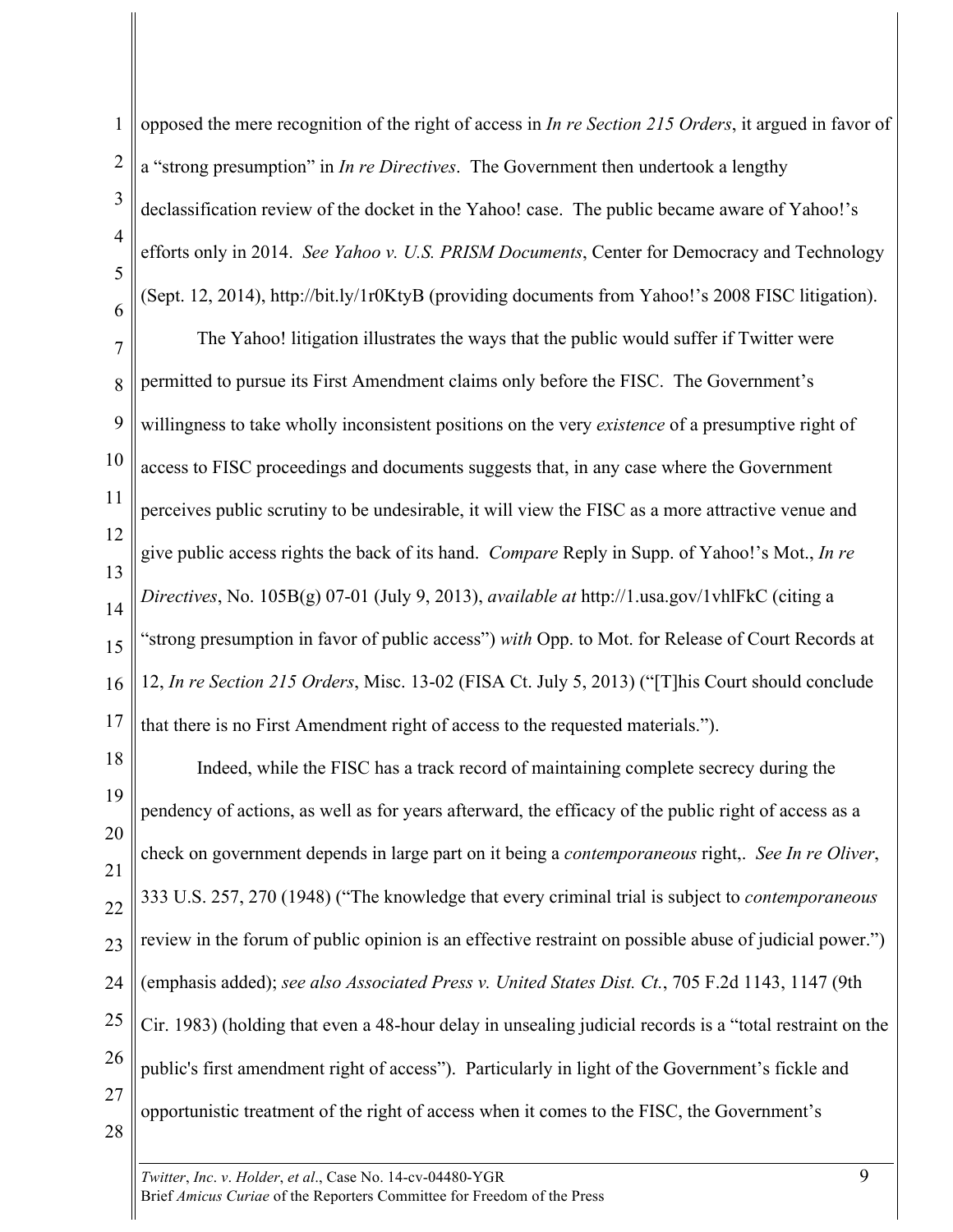opposed the mere recognition of the right of access in *In re Section 215 Orders*, it argued in favor of a "strong presumption" in *In re Directives*. The Government then undertook a lengthy declassification review of the docket in the Yahoo! case. The public became aware of Yahoo!'s efforts only in 2014. *See Yahoo v. U.S. PRISM Documents*, Center for Democracy and Technology (Sept. 12, 2014), http://bit.ly/1r0KtyB (providing documents from Yahoo!'s 2008 FISC litigation).

The Yahoo! litigation illustrates the ways that the public would suffer if Twitter were permitted to pursue its First Amendment claims only before the FISC. The Government's willingness to take wholly inconsistent positions on the very *existence* of a presumptive right of access to FISC proceedings and documents suggests that, in any case where the Government perceives public scrutiny to be undesirable, it will view the FISC as a more attractive venue and give public access rights the back of its hand. *Compare* Reply in Supp. of Yahoo!'s Mot., *In re Directives*, No. 105B(g) 07-01 (July 9, 2013), *available at* http://1.usa.gov/1vhlFkC (citing a "strong presumption in favor of public access") *with* Opp. to Mot. for Release of Court Records at 12, *In re Section 215 Orders*, Misc. 13-02 (FISA Ct. July 5, 2013) ("[T]his Court should conclude that there is no First Amendment right of access to the requested materials.").

Indeed, while the FISC has a track record of maintaining complete secrecy during the pendency of actions, as well as for years afterward, the efficacy of the public right of access as a check on government depends in large part on it being a *contemporaneous* right,. *See In re Oliver*, 333 U.S. 257, 270 (1948) ("The knowledge that every criminal trial is subject to *contemporaneous* review in the forum of public opinion is an effective restraint on possible abuse of judicial power.") (emphasis added); *see also Associated Press v. United States Dist. Ct.*, 705 F.2d 1143, 1147 (9th Cir. 1983) (holding that even a 48-hour delay in unsealing judicial records is a "total restraint on the public's first amendment right of access"). Particularly in light of the Government's fickle and opportunistic treatment of the right of access when it comes to the FISC, the Government's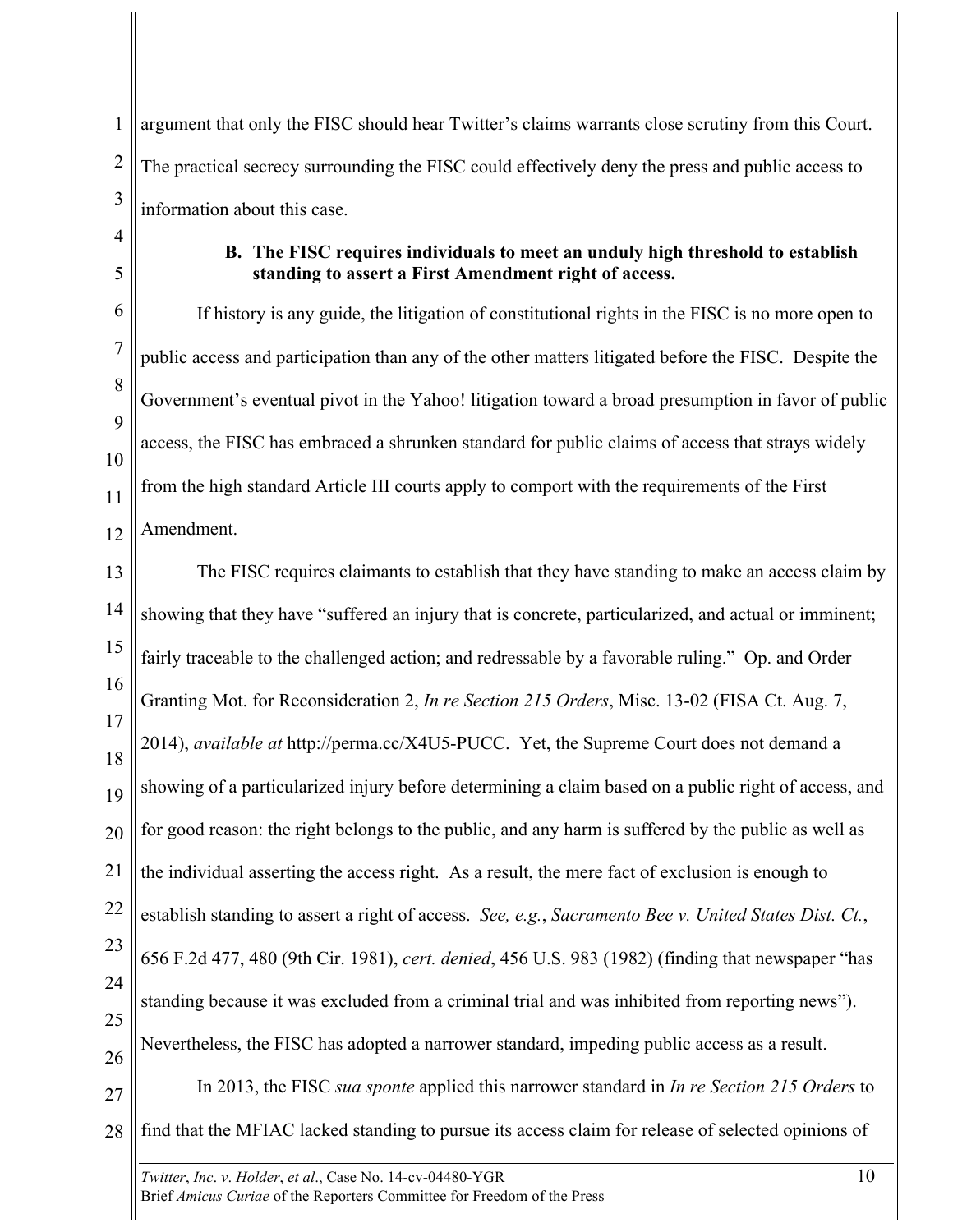argument that only the FISC should hear Twitter's claims warrants close scrutiny from this Court. The practical secrecy surrounding the FISC could effectively deny the press and public access to information about this case.

### B. The FISC requires individuals to meet an unduly high threshold to establish standing to assert a First Amendment right of access.

If history is any guide, the litigation of constitutional rights in the FISC is no more open to public access and participation than any of the other matters litigated before the FISC. Despite the Government's eventual pivot in the Yahoo! litigation toward a broad presumption in favor of public access, the FISC has embraced a shrunken standard for public claims of access that strays widely from the high standard Article III courts apply to comport with the requirements of the First Amendment.

The FISC requires claimants to establish that they have standing to make an access claim by showing that they have "suffered an injury that is concrete, particularized, and actual or imminent; fairly traceable to the challenged action; and redressable by a favorable ruling." Op. and Order Granting Mot. for Reconsideration 2, *In re Section 215 Orders*, Misc. 13-02 (FISA Ct. Aug. 7, 2014), *available at* http://perma.cc/X4U5-PUCC. Yet, the Supreme Court does not demand a showing of a particularized injury before determining a claim based on a public right of access, and for good reason: the right belongs to the public, and any harm is suffered by the public as well as the individual asserting the access right. As a result, the mere fact of exclusion is enough to establish standing to assert a right of access. *See, e.g.*, *Sacramento Bee v. United States Dist. Ct.*, 656 F.2d 477, 480 (9th Cir. 1981), *cert. denied*, 456 U.S. 983 (1982) (finding that newspaper "has standing because it was excluded from a criminal trial and was inhibited from reporting news"). Nevertheless, the FISC has adopted a narrower standard, impeding public access as a result.

In 2013, the FISC *sua sponte* applied this narrower standard in *In re Section 215 Orders* to find that the MFIAC lacked standing to pursue its access claim for release of selected opinions of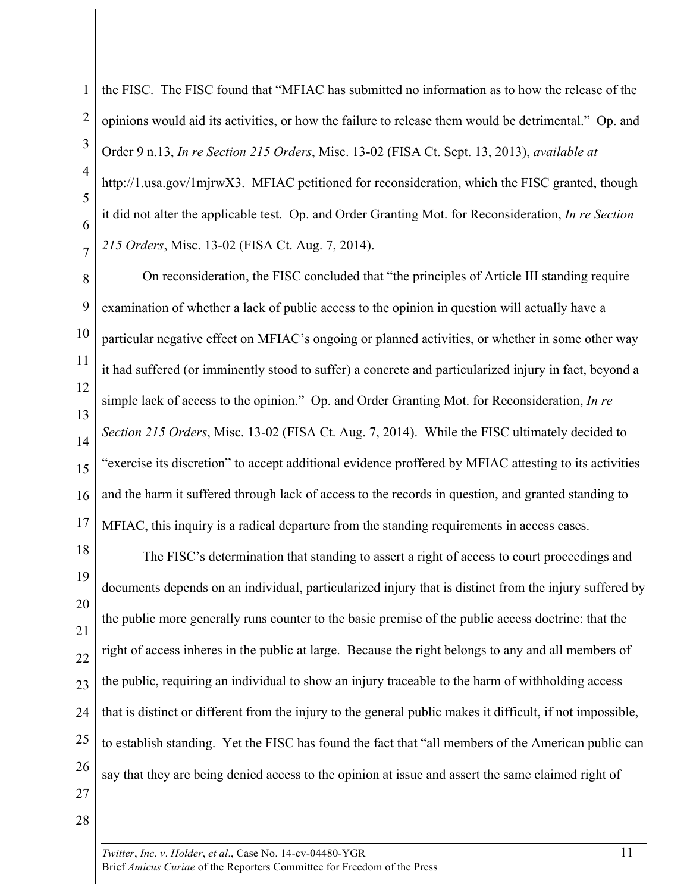the FISC. The FISC found that "MFIAC has submitted no information as to how the release of the opinions would aid its activities, or how the failure to release them would be detrimental." Op. and Order 9 n.13, *In re Section 215 Orders*, Misc. 13-02 (FISA Ct. Sept. 13, 2013), *available at* http://1.usa.gov/1mjrwX3. MFIAC petitioned for reconsideration, which the FISC granted, though it did not alter the applicable test. Op. and Order Granting Mot. for Reconsideration, *In re Section 215 Orders*, Misc. 13-02 (FISA Ct. Aug. 7, 2014).

On reconsideration, the FISC concluded that "the principles of Article III standing require examination of whether a lack of public access to the opinion in question will actually have a particular negative effect on MFIAC's ongoing or planned activities, or whether in some other way it had suffered (or imminently stood to suffer) a concrete and particularized injury in fact, beyond a simple lack of access to the opinion." Op. and Order Granting Mot. for Reconsideration, *In re Section 215 Orders*, Misc. 13-02 (FISA Ct. Aug. 7, 2014). While the FISC ultimately decided to "exercise its discretion" to accept additional evidence proffered by MFIAC attesting to its activities and the harm it suffered through lack of access to the records in question, and granted standing to MFIAC, this inquiry is a radical departure from the standing requirements in access cases.

The FISC's determination that standing to assert a right of access to court proceedings and documents depends on an individual, particularized injury that is distinct from the injury suffered by the public more generally runs counter to the basic premise of the public access doctrine: that the right of access inheres in the public at large. Because the right belongs to any and all members of the public, requiring an individual to show an injury traceable to the harm of withholding access that is distinct or different from the injury to the general public makes it difficult, if not impossible, to establish standing. Yet the FISC has found the fact that "all members of the American public can say that they are being denied access to the opinion at issue and assert the same claimed right of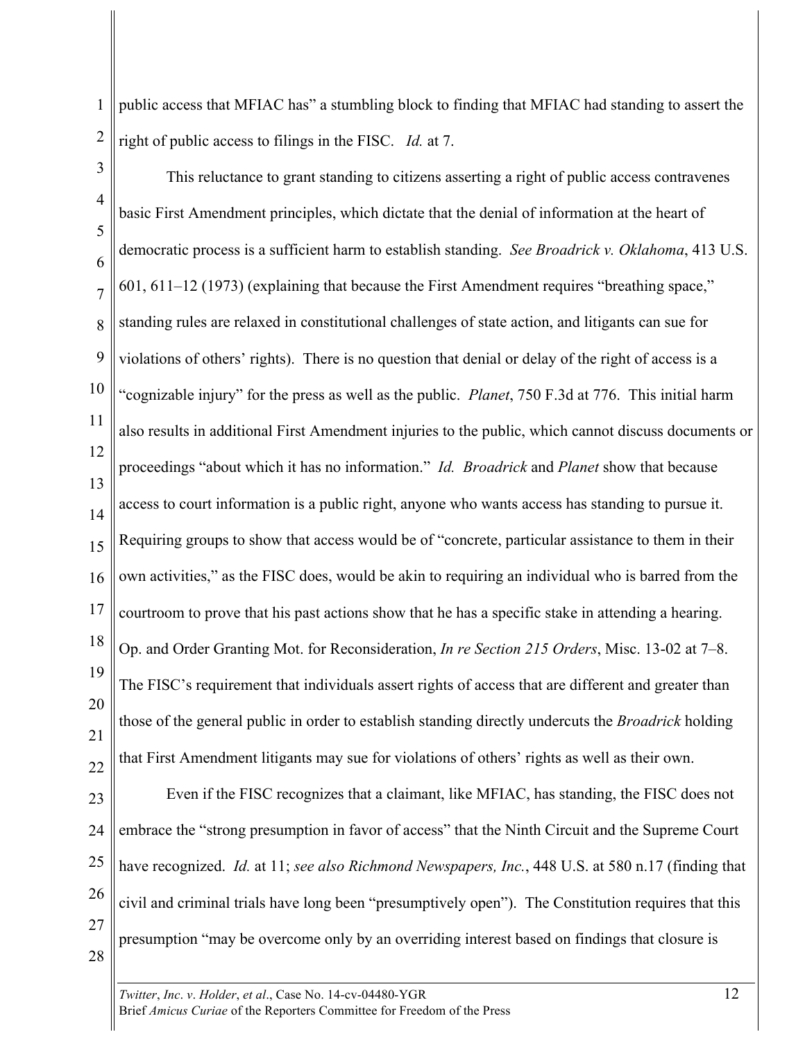public access that MFIAC has" a stumbling block to finding that MFIAC had standing to assert the right of public access to filings in the FISC. *Id.* at 7.

This reluctance to grant standing to citizens asserting a right of public access contravenes basic First Amendment principles, which dictate that the denial of information at the heart of democratic process is a sufficient harm to establish standing. *See Broadrick v. Oklahoma*, 413 U.S. 601, 611–12 (1973) (explaining that because the First Amendment requires "breathing space," standing rules are relaxed in constitutional challenges of state action, and litigants can sue for violations of others' rights). There is no question that denial or delay of the right of access is a "cognizable injury" for the press as well as the public. *Planet*, 750 F.3d at 776. This initial harm also results in additional First Amendment injuries to the public, which cannot discuss documents or proceedings "about which it has no information." *Id. Broadrick* and *Planet* show that because access to court information is a public right, anyone who wants access has standing to pursue it. Requiring groups to show that access would be of "concrete, particular assistance to them in their own activities," as the FISC does, would be akin to requiring an individual who is barred from the courtroom to prove that his past actions show that he has a specific stake in attending a hearing. Op. and Order Granting Mot. for Reconsideration, *In re Section 215 Orders*, Misc. 13-02 at 7–8. The FISC's requirement that individuals assert rights of access that are different and greater than those of the general public in order to establish standing directly undercuts the *Broadrick* holding that First Amendment litigants may sue for violations of others' rights as well as their own.

Even if the FISC recognizes that a claimant, like MFIAC, has standing, the FISC does not embrace the "strong presumption in favor of access" that the Ninth Circuit and the Supreme Court have recognized. *Id.* at 11; *see also Richmond Newspapers, Inc.*, 448 U.S. at 580 n.17 (finding that civil and criminal trials have long been "presumptively open"). The Constitution requires that this presumption "may be overcome only by an overriding interest based on findings that closure is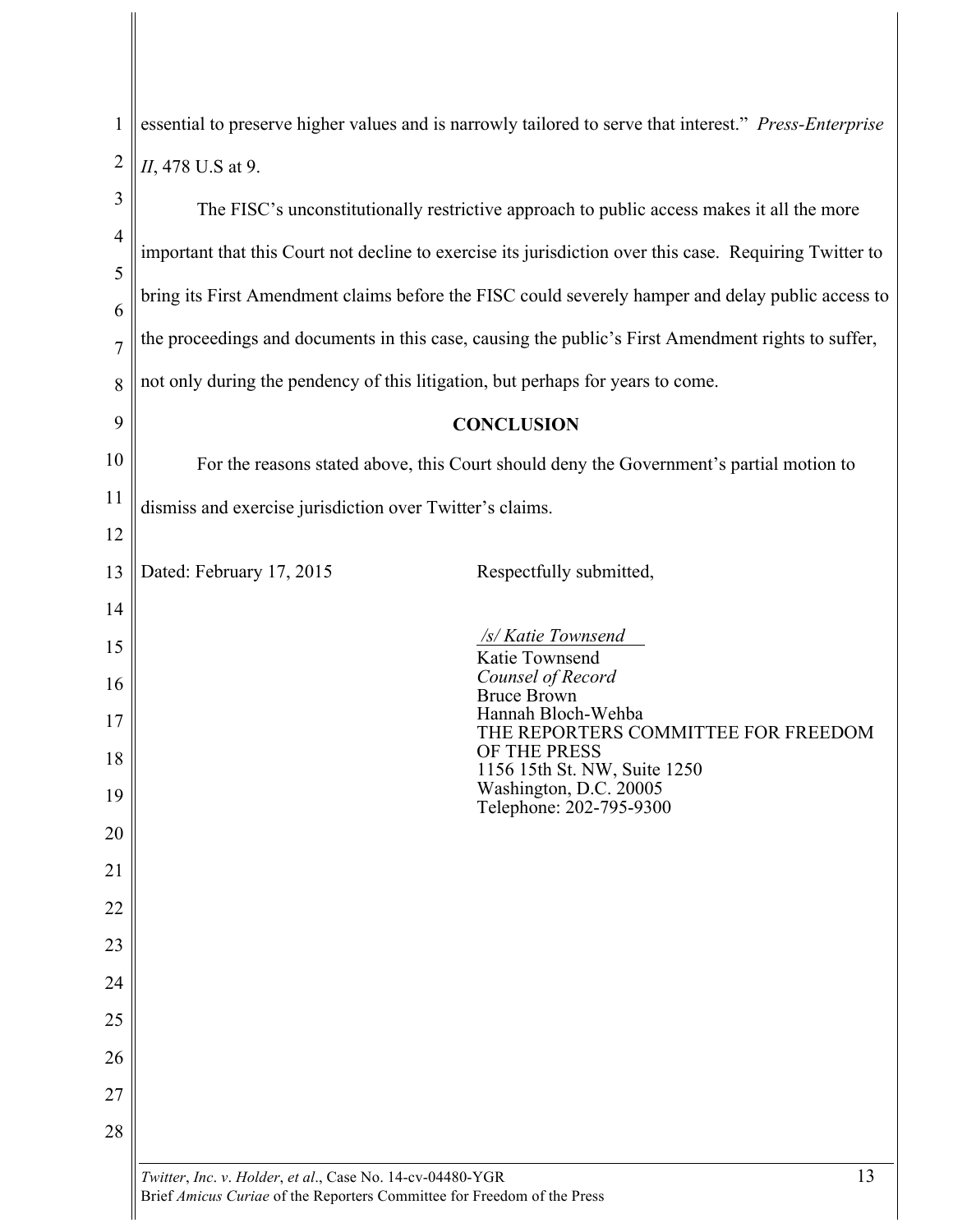essential to preserve higher values and is narrowly tailored to serve that interest." *Press-Enterprise II*, 478 U.S at 9.

The FISC's unconstitutionally restrictive approach to public access makes it all the more important that this Court not decline to exercise its jurisdiction over this case. Requiring Twitter to bring its First Amendment claims before the FISC could severely hamper and delay public access to the proceedings and documents in this case, causing the public's First Amendment rights to suffer, not only during the pendency of this litigation, but perhaps for years to come.

## CONCLUSION

For the reasons stated above, this Court should deny the Government's partial motion to dismiss and exercise jurisdiction over Twitter's claims.

Dated: February 17, 2015

Respectfully submitted,

*/s/ Katie Townsend*
Katie Townsend
*Counsel of Record*
Bruce Brown
Hannah Bloch-Wehba
THE REPORTERS COMMITTEE FOR FREEDOM OF THE PRESS
1156 15th St. NW, Suite 1250
Washington, D.C. 20005
Telephone: 202-795-9300